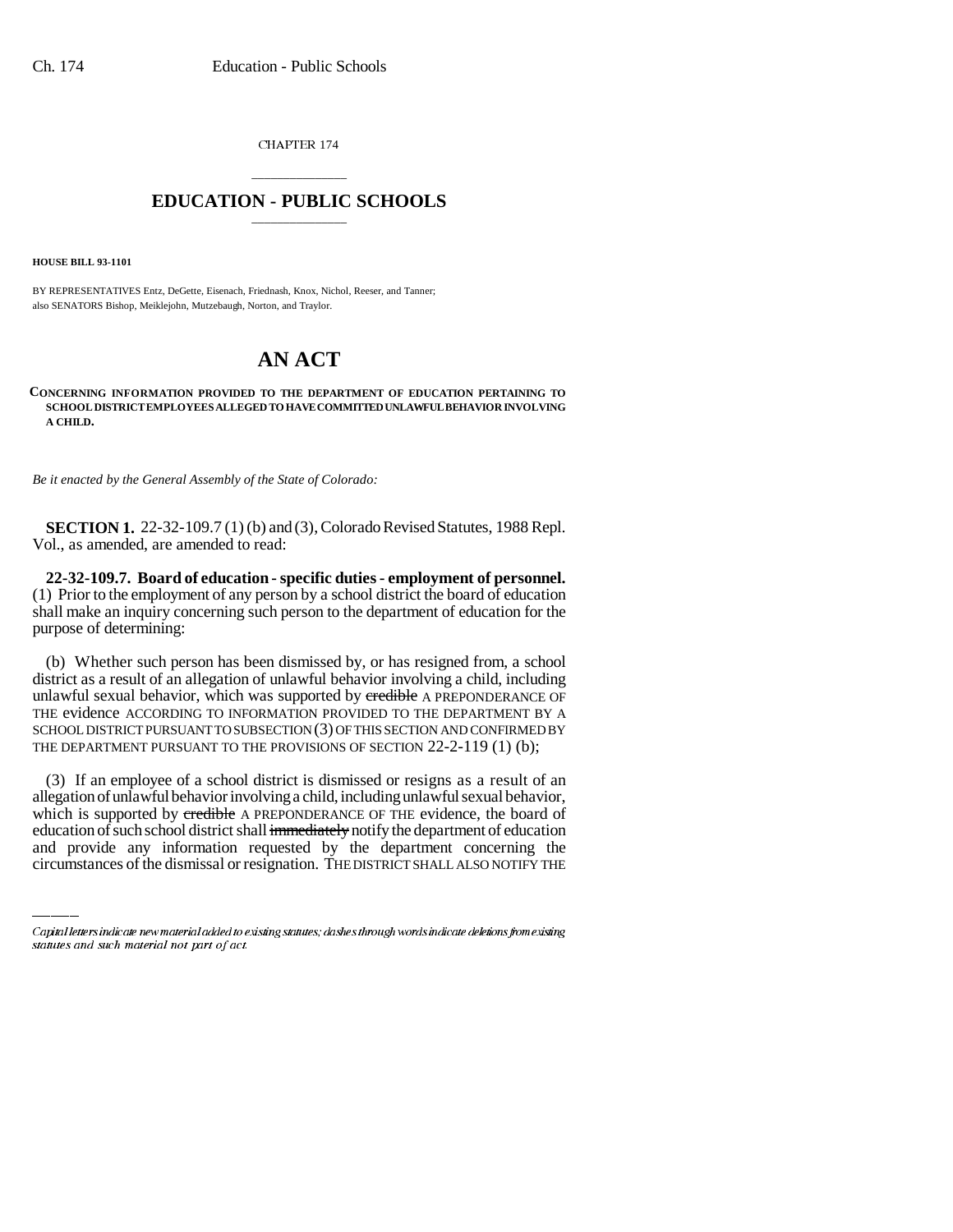CHAPTER 174

# EDUCATION - PUBLIC SCHOOLS

**HOUSE BILL 93-1101**

BY REPRESENTATIVES Entz, DeGette, Eisenach, Friednash, Knox, Nichol, Reeser, and Tanner;
also SENATORS Bishop, Meiklejohn, Mutzebaugh, Norton, and Traylor.

# AN ACT

**CONCERNING INFORMATION PROVIDED TO THE DEPARTMENT OF EDUCATION PERTAINING TO SCHOOL DISTRICT EMPLOYEES ALLEGED TO HAVE COMMITTED UNLAWFUL BEHAVIOR INVOLVING A CHILD.**

*Be it enacted by the General Assembly of the State of Colorado:*

**SECTION 1.** 22-32-109.7 (1) (b) and (3), Colorado Revised Statutes, 1988 Repl. Vol., as amended, are amended to read:

**22-32-109.7. Board of education - specific duties - employment of personnel.** (1) Prior to the employment of any person by a school district the board of education shall make an inquiry concerning such person to the department of education for the purpose of determining:

(b) Whether such person has been dismissed by, or has resigned from, a school district as a result of an allegation of unlawful behavior involving a child, including unlawful sexual behavior, which was supported by ~~credible~~ A PREPONDERANCE OF THE evidence ACCORDING TO INFORMATION PROVIDED TO THE DEPARTMENT BY A SCHOOL DISTRICT PURSUANT TO SUBSECTION (3) OF THIS SECTION AND CONFIRMED BY THE DEPARTMENT PURSUANT TO THE PROVISIONS OF SECTION 22-2-119 (1) (b);

(3) If an employee of a school district is dismissed or resigns as a result of an allegation of unlawful behavior involving a child, including unlawful sexual behavior, which is supported by ~~credible~~ A PREPONDERANCE OF THE evidence, the board of education of such school district shall ~~immediately~~ notify the department of education and provide any information requested by the department concerning the circumstances of the dismissal or resignation. THE DISTRICT SHALL ALSO NOTIFY THE

Capital letters indicate new material added to existing statutes; dashes through words indicate deletions from existing statutes and such material not part of act.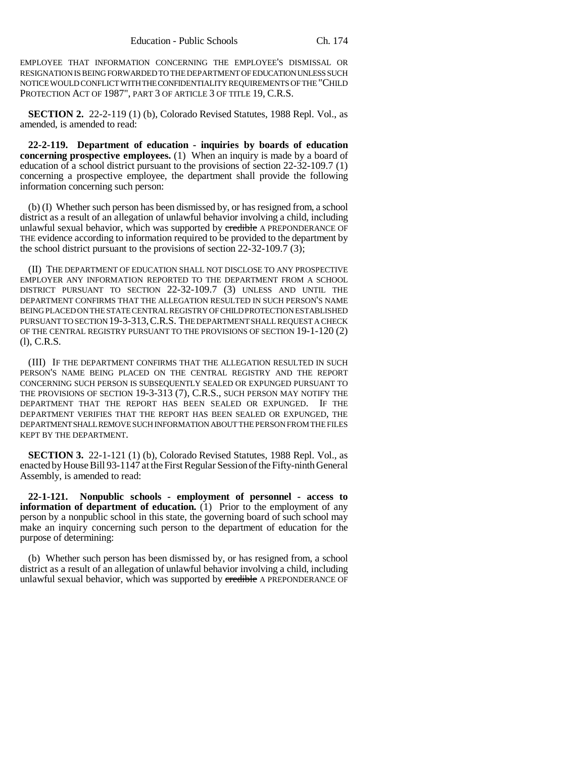EMPLOYEE THAT INFORMATION CONCERNING THE EMPLOYEE'S DISMISSAL OR RESIGNATION IS BEING FORWARDED TO THE DEPARTMENT OF EDUCATION UNLESS SUCH NOTICE WOULD CONFLICT WITH THE CONFIDENTIALITY REQUIREMENTS OF THE "CHILD PROTECTION ACT OF 1987", PART 3 OF ARTICLE 3 OF TITLE 19, C.R.S.

**SECTION 2.** 22-2-119 (1) (b), Colorado Revised Statutes, 1988 Repl. Vol., as amended, is amended to read:

**22-2-119. Department of education - inquiries by boards of education concerning prospective employees.** (1) When an inquiry is made by a board of education of a school district pursuant to the provisions of section 22-32-109.7 (1) concerning a prospective employee, the department shall provide the following information concerning such person:

(b) (I) Whether such person has been dismissed by, or has resigned from, a school district as a result of an allegation of unlawful behavior involving a child, including unlawful sexual behavior, which was supported by ~~credible~~ A PREPONDERANCE OF THE evidence according to information required to be provided to the department by the school district pursuant to the provisions of section 22-32-109.7 (3);

(II) THE DEPARTMENT OF EDUCATION SHALL NOT DISCLOSE TO ANY PROSPECTIVE EMPLOYER ANY INFORMATION REPORTED TO THE DEPARTMENT FROM A SCHOOL DISTRICT PURSUANT TO SECTION 22-32-109.7 (3) UNLESS AND UNTIL THE DEPARTMENT CONFIRMS THAT THE ALLEGATION RESULTED IN SUCH PERSON'S NAME BEING PLACED ON THE STATE CENTRAL REGISTRY OF CHILD PROTECTION ESTABLISHED PURSUANT TO SECTION 19-3-313, C.R.S. THE DEPARTMENT SHALL REQUEST A CHECK OF THE CENTRAL REGISTRY PURSUANT TO THE PROVISIONS OF SECTION 19-1-120 (2) (l), C.R.S.

(III) IF THE DEPARTMENT CONFIRMS THAT THE ALLEGATION RESULTED IN SUCH PERSON'S NAME BEING PLACED ON THE CENTRAL REGISTRY AND THE REPORT CONCERNING SUCH PERSON IS SUBSEQUENTLY SEALED OR EXPUNGED PURSUANT TO THE PROVISIONS OF SECTION 19-3-313 (7), C.R.S., SUCH PERSON MAY NOTIFY THE DEPARTMENT THAT THE REPORT HAS BEEN SEALED OR EXPUNGED. IF THE DEPARTMENT VERIFIES THAT THE REPORT HAS BEEN SEALED OR EXPUNGED, THE DEPARTMENT SHALL REMOVE SUCH INFORMATION ABOUT THE PERSON FROM THE FILES KEPT BY THE DEPARTMENT.

**SECTION 3.** 22-1-121 (1) (b), Colorado Revised Statutes, 1988 Repl. Vol., as enacted by House Bill 93-1147 at the First Regular Session of the Fifty-ninth General Assembly, is amended to read:

**22-1-121. Nonpublic schools - employment of personnel - access to information of department of education.** (1) Prior to the employment of any person by a nonpublic school in this state, the governing board of such school may make an inquiry concerning such person to the department of education for the purpose of determining:

(b) Whether such person has been dismissed by, or has resigned from, a school district as a result of an allegation of unlawful behavior involving a child, including unlawful sexual behavior, which was supported by ~~credible~~ A PREPONDERANCE OF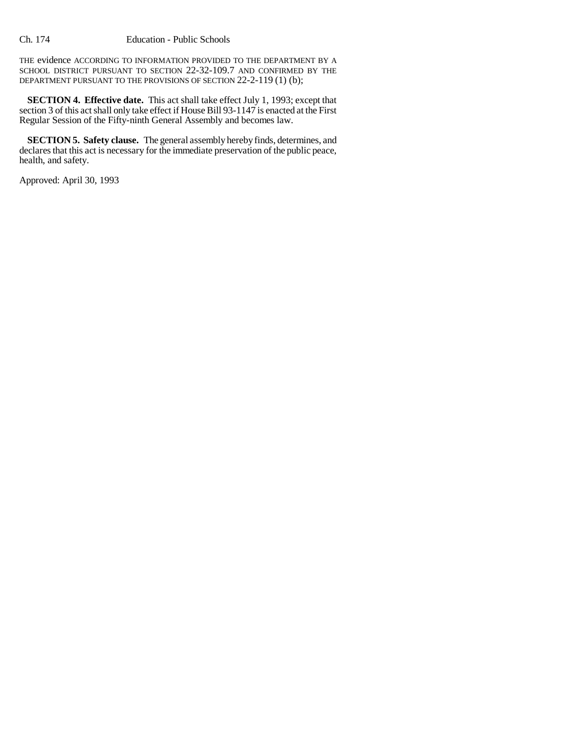THE evidence ACCORDING TO INFORMATION PROVIDED TO THE DEPARTMENT BY A SCHOOL DISTRICT PURSUANT TO SECTION 22-32-109.7 AND CONFIRMED BY THE DEPARTMENT PURSUANT TO THE PROVISIONS OF SECTION 22-2-119 (1) (b);

**SECTION 4. Effective date.** This act shall take effect July 1, 1993; except that section 3 of this act shall only take effect if House Bill 93-1147 is enacted at the First Regular Session of the Fifty-ninth General Assembly and becomes law.

**SECTION 5. Safety clause.** The general assembly hereby finds, determines, and declares that this act is necessary for the immediate preservation of the public peace, health, and safety.

Approved: April 30, 1993